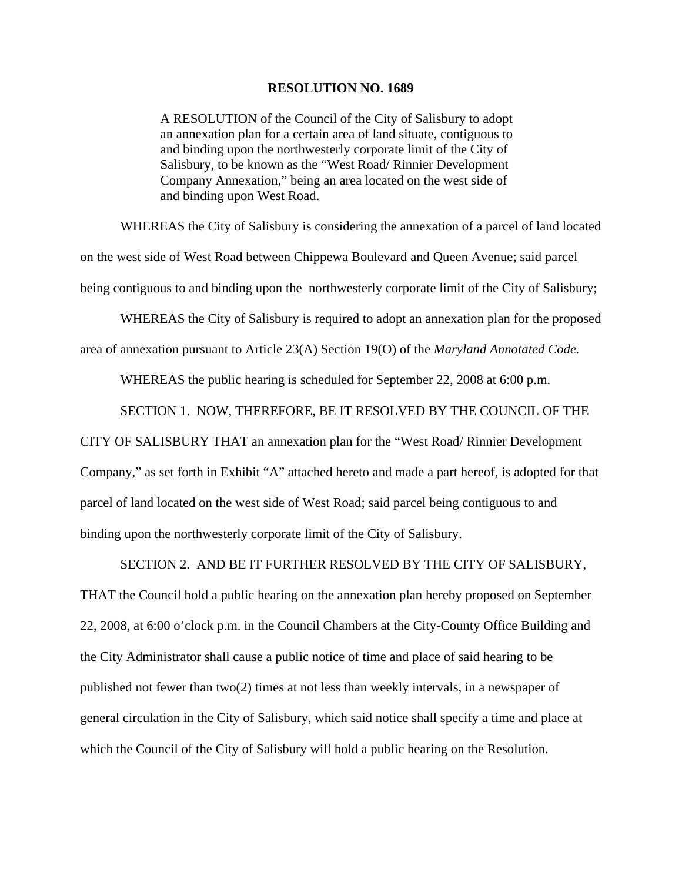# RESOLUTION NO. 1689

A RESOLUTION of the Council of the City of Salisbury to adopt an annexation plan for a certain area of land situate, contiguous to and binding upon the northwesterly corporate limit of the City of Salisbury, to be known as the "West Road/ Rinnier Development Company Annexation," being an area located on the west side of and binding upon West Road.

WHEREAS the City of Salisbury is considering the annexation of a parcel of land located on the west side of West Road between Chippewa Boulevard and Queen Avenue; said parcel being contiguous to and binding upon the northwesterly corporate limit of the City of Salisbury;

WHEREAS the City of Salisbury is required to adopt an annexation plan for the proposed area of annexation pursuant to Article 23(A) Section 19(O) of the *Maryland Annotated Code.*

WHEREAS the public hearing is scheduled for September 22, 2008 at 6:00 p.m.

SECTION 1. NOW, THEREFORE, BE IT RESOLVED BY THE COUNCIL OF THE CITY OF SALISBURY THAT an annexation plan for the "West Road/ Rinnier Development Company," as set forth in Exhibit "A" attached hereto and made a part hereof, is adopted for that parcel of land located on the west side of West Road; said parcel being contiguous to and binding upon the northwesterly corporate limit of the City of Salisbury.

SECTION 2. AND BE IT FURTHER RESOLVED BY THE CITY OF SALISBURY, THAT the Council hold a public hearing on the annexation plan hereby proposed on September 22, 2008, at 6:00 o'clock p.m. in the Council Chambers at the City-County Office Building and the City Administrator shall cause a public notice of time and place of said hearing to be published not fewer than two(2) times at not less than weekly intervals, in a newspaper of general circulation in the City of Salisbury, which said notice shall specify a time and place at which the Council of the City of Salisbury will hold a public hearing on the Resolution.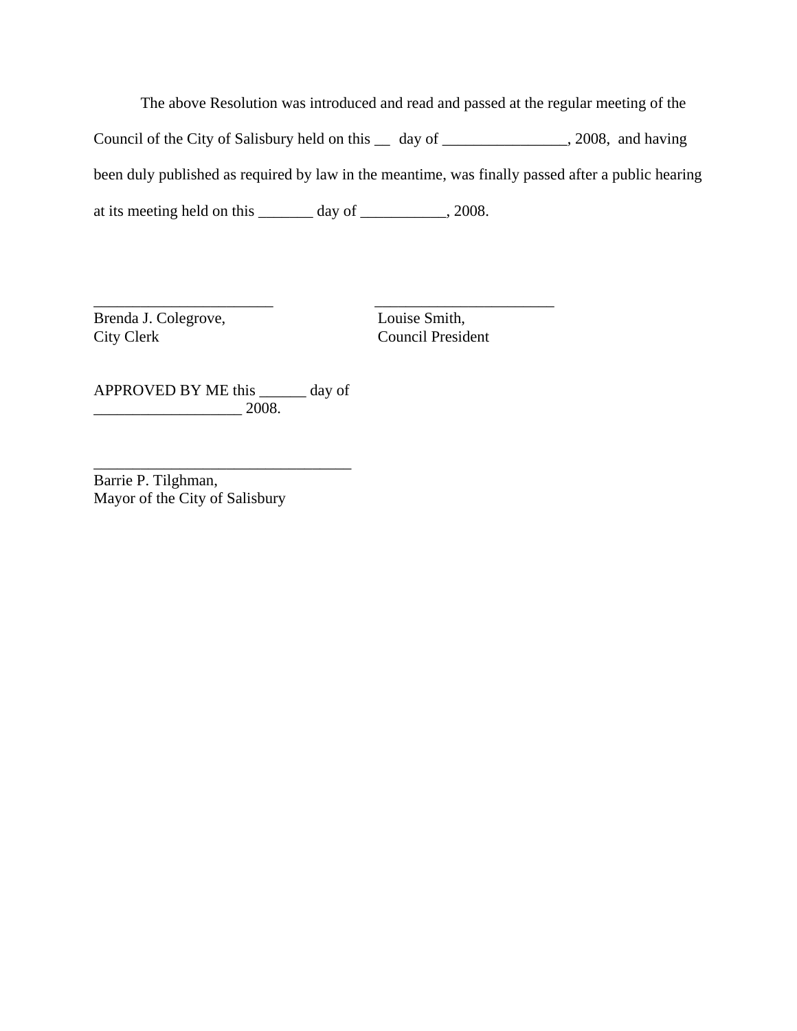The above Resolution was introduced and read and passed at the regular meeting of the Council of the City of Salisbury held on this __ day of ________________, 2008, and having been duly published as required by law in the meantime, was finally passed after a public hearing at its meeting held on this _______ day of ___________, 2008.

_______________________
Brenda J. Colegrove,
City Clerk

_______________________
Louise Smith,
Council President

APPROVED BY ME this ______ day of
___________________ 2008.

_________________________________
Barrie P. Tilghman,
Mayor of the City of Salisbury